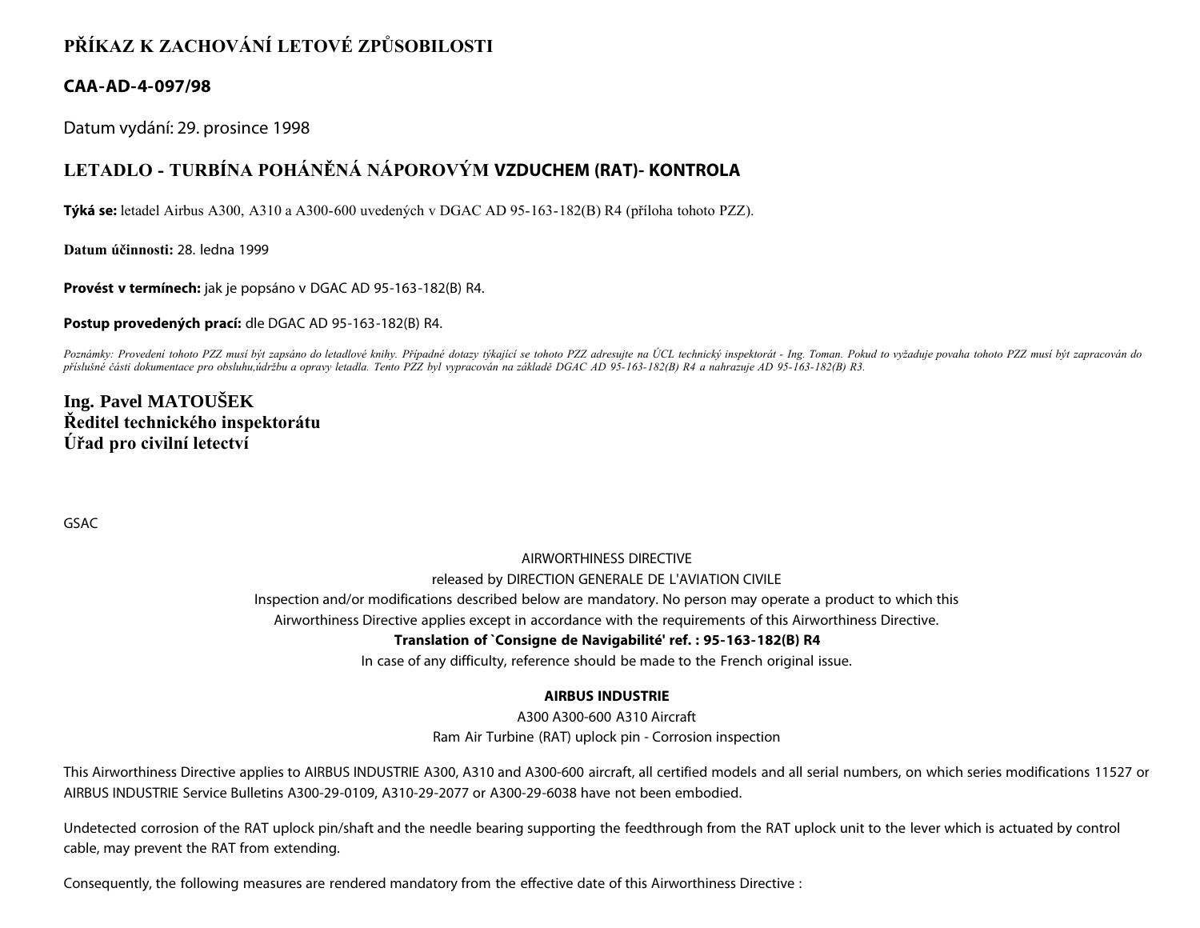# PŘÍKAZ K ZACHOVÁNÍ LETOVÉ ZPŮSOBILOSTI

## CAA-AD-4-097/98

Datum vydání: 29. prosince 1998

## LETADLO - TURBÍNA POHÁNĚNÁ NÁPOROVÝM VZDUCHEM (RAT)- KONTROLA

**Týká se:** letadel Airbus A300, A310 a A300-600 uvedených v DGAC AD 95-163-182(B) R4 (příloha tohoto PZZ).

**Datum účinnosti:** 28. ledna 1999

**Provést v termínech:** jak je popsáno v DGAC AD 95-163-182(B) R4.

**Postup provedených prací:** dle DGAC AD 95-163-182(B) R4.

*Poznámky: Provedení tohoto PZZ musí být zapsáno do letadlové knihy. Případné dotazy týkající se tohoto PZZ adresujte na ÚCL technický inspektorát - Ing. Toman. Pokud to vyžaduje povaha tohoto PZZ musí být zapracován do příslušné části dokumentace pro obsluhu,údržbu a opravy letadla. Tento PZZ byl vypracován na základě DGAC AD 95-163-182(B) R4 a nahrazuje AD 95-163-182(B) R3.*

**Ing. Pavel MATOUŠEK**
**Ředitel technického inspektorátu**
**Úřad pro civilní letectví**

GSAC

AIRWORTHINESS DIRECTIVE
released by DIRECTION GENERALE DE L'AVIATION CIVILE
Inspection and/or modifications described below are mandatory. No person may operate a product to which this Airworthiness Directive applies except in accordance with the requirements of this Airworthiness Directive.
**Translation of `Consigne de Navigabilité' ref. : 95-163-182(B) R4**
In case of any difficulty, reference should be made to the French original issue.

**AIRBUS INDUSTRIE**
A300 A300-600 A310 Aircraft
Ram Air Turbine (RAT) uplock pin - Corrosion inspection

This Airworthiness Directive applies to AIRBUS INDUSTRIE A300, A310 and A300-600 aircraft, all certified models and all serial numbers, on which series modifications 11527 or AIRBUS INDUSTRIE Service Bulletins A300-29-0109, A310-29-2077 or A300-29-6038 have not been embodied.

Undetected corrosion of the RAT uplock pin/shaft and the needle bearing supporting the feedthrough from the RAT uplock unit to the lever which is actuated by control cable, may prevent the RAT from extending.

Consequently, the following measures are rendered mandatory from the effective date of this Airworthiness Directive :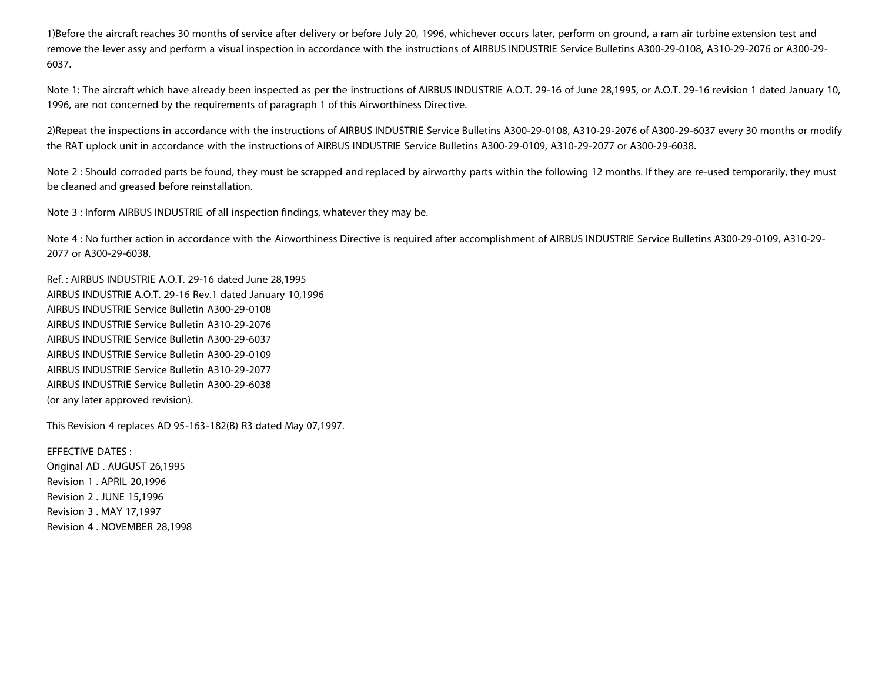1)Before the aircraft reaches 30 months of service after delivery or before July 20, 1996, whichever occurs later, perform on ground, a ram air turbine extension test and remove the lever assy and perform a visual inspection in accordance with the instructions of AIRBUS INDUSTRIE Service Bulletins A300-29-0108, A310-29-2076 or A300-29-6037.

Note 1: The aircraft which have already been inspected as per the instructions of AIRBUS INDUSTRIE A.O.T. 29-16 of June 28,1995, or A.O.T. 29-16 revision 1 dated January 10, 1996, are not concerned by the requirements of paragraph 1 of this Airworthiness Directive.

2)Repeat the inspections in accordance with the instructions of AIRBUS INDUSTRIE Service Bulletins A300-29-0108, A310-29-2076 of A300-29-6037 every 30 months or modify the RAT uplock unit in accordance with the instructions of AIRBUS INDUSTRIE Service Bulletins A300-29-0109, A310-29-2077 or A300-29-6038.

Note 2 : Should corroded parts be found, they must be scrapped and replaced by airworthy parts within the following 12 months. If they are re-used temporarily, they must be cleaned and greased before reinstallation.

Note 3 : Inform AIRBUS INDUSTRIE of all inspection findings, whatever they may be.

Note 4 : No further action in accordance with the Airworthiness Directive is required after accomplishment of AIRBUS INDUSTRIE Service Bulletins A300-29-0109, A310-29-2077 or A300-29-6038.

Ref. : AIRBUS INDUSTRIE A.O.T. 29-16 dated June 28,1995
AIRBUS INDUSTRIE A.O.T. 29-16 Rev.1 dated January 10,1996
AIRBUS INDUSTRIE Service Bulletin A300-29-0108
AIRBUS INDUSTRIE Service Bulletin A310-29-2076
AIRBUS INDUSTRIE Service Bulletin A300-29-6037
AIRBUS INDUSTRIE Service Bulletin A300-29-0109
AIRBUS INDUSTRIE Service Bulletin A310-29-2077
AIRBUS INDUSTRIE Service Bulletin A300-29-6038
(or any later approved revision).

This Revision 4 replaces AD 95-163-182(B) R3 dated May 07,1997.

EFFECTIVE DATES :
Original AD . AUGUST 26,1995
Revision 1 . APRIL 20,1996
Revision 2 . JUNE 15,1996
Revision 3 . MAY 17,1997
Revision 4 . NOVEMBER 28,1998